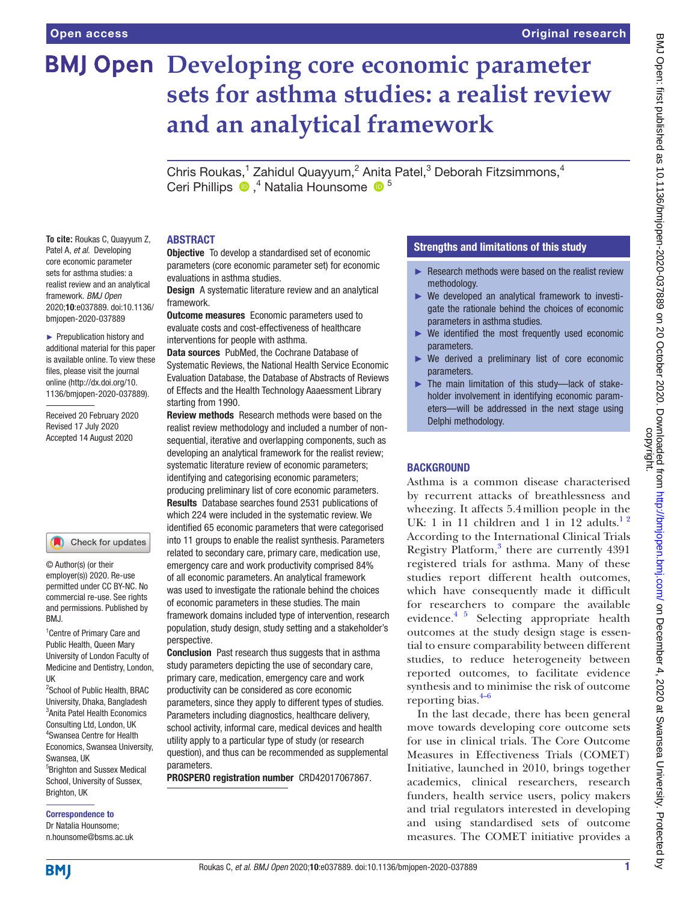Open access

Original research

# Developing core economic parameter sets for asthma studies: a realist review and an analytical framework

Chris Roukas,[1] Zahidul Quayyum,[2] Anita Patel,[3] Deborah Fitzsimmons,[4] Ceri Phillips,[4] Natalia Hounsome[5]

**To cite:** Roukas C, Quayyum Z, Patel A, *et al*. Developing core economic parameter sets for asthma studies: a realist review and an analytical framework. *BMJ Open* 2020;**10**:e037889. doi:10.1136/bmjopen-2020-037889

► Prepublication history and additional material for this paper is available online. To view these files, please visit the journal online (http://dx.doi.org/10.1136/bmjopen-2020-037889).

Received 20 February 2020
Revised 17 July 2020
Accepted 14 August 2020

© Author(s) (or their employer(s)) 2020. Re-use permitted under CC BY-NC. No commercial re-use. See rights and permissions. Published by BMJ.

[1]Centre of Primary Care and Public Health, Queen Mary University of London Faculty of Medicine and Dentistry, London, UK
[2]School of Public Health, BRAC University, Dhaka, Bangladesh
[3]Anita Patel Health Economics Consulting Ltd, London, UK
[4]Swansea Centre for Health Economics, Swansea University, Swansea, UK
[5]Brighton and Sussex Medical School, University of Sussex, Brighton, UK

**Correspondence to**
Dr Natalia Hounsome;
n.hounsome@bsms.ac.uk

## ABSTRACT

**Objective** To develop a standardised set of economic parameters (core economic parameter set) for economic evaluations in asthma studies.

**Design** A systematic literature review and an analytical framework.

**Outcome measures** Economic parameters used to evaluate costs and cost-effectiveness of healthcare interventions for people with asthma.

**Data sources** PubMed, the Cochrane Database of Systematic Reviews, the National Health Service Economic Evaluation Database, the Database of Abstracts of Reviews of Effects and the Health Technology Aaaessment Library starting from 1990.

**Review methods** Research methods were based on the realist review methodology and included a number of non-sequential, iterative and overlapping components, such as developing an analytical framework for the realist review; systematic literature review of economic parameters; identifying and categorising economic parameters; producing preliminary list of core economic parameters.

**Results** Database searches found 2531 publications of which 224 were included in the systematic review. We identified 65 economic parameters that were categorised into 11 groups to enable the realist synthesis. Parameters related to secondary care, primary care, medication use, emergency care and work productivity comprised 84% of all economic parameters. An analytical framework was used to investigate the rationale behind the choices of economic parameters in these studies. The main framework domains included type of intervention, research population, study design, study setting and a stakeholder's perspective.

**Conclusion** Past research thus suggests that in asthma study parameters depicting the use of secondary care, primary care, medication, emergency care and work productivity can be considered as core economic parameters, since they apply to different types of studies. Parameters including diagnostics, healthcare delivery, school activity, informal care, medical devices and health utility apply to a particular type of study (or research question), and thus can be recommended as supplemental parameters.

**PROSPERO registration number** CRD42017067867.

## Strengths and limitations of this study

- ► Research methods were based on the realist review methodology.
- ► We developed an analytical framework to investigate the rationale behind the choices of economic parameters in asthma studies.
- ► We identified the most frequently used economic parameters.
- ► We derived a preliminary list of core economic parameters.
- ► The main limitation of this study—lack of stakeholder involvement in identifying economic parameters—will be addressed in the next stage using Delphi methodology.

## BACKGROUND

Asthma is a common disease characterised by recurrent attacks of breathlessness and wheezing. It affects 5.4 million people in the UK: 1 in 11 children and 1 in 12 adults.[1,2] According to the International Clinical Trials Registry Platform,[3] there are currently 4391 registered trials for asthma. Many of these studies report different health outcomes, which have consequently made it difficult for researchers to compare the available evidence.[4,5] Selecting appropriate health outcomes at the study design stage is essential to ensure comparability between different studies, to reduce heterogeneity between reported outcomes, to facilitate evidence synthesis and to minimise the risk of outcome reporting bias.[4–6]

In the last decade, there has been general move towards developing core outcome sets for use in clinical trials. The Core Outcome Measures in Effectiveness Trials (COMET) Initiative, launched in 2010, brings together academics, clinical researchers, research funders, health service users, policy makers and trial regulators interested in developing and using standardised sets of outcome measures. The COMET initiative provides a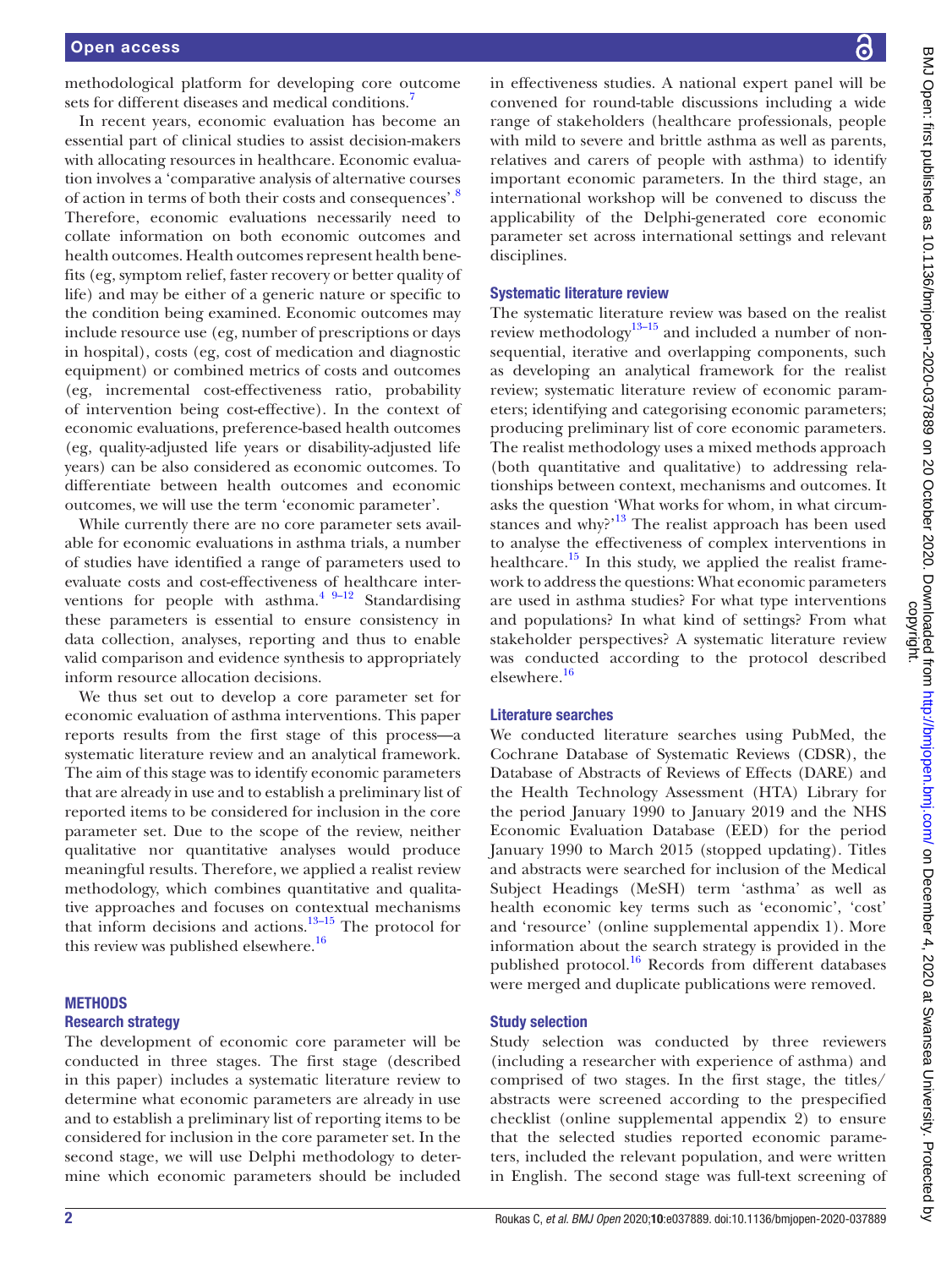methodological platform for developing core outcome sets for different diseases and medical conditions.[7]

In recent years, economic evaluation has become an essential part of clinical studies to assist decision-makers with allocating resources in healthcare. Economic evaluation involves a 'comparative analysis of alternative courses of action in terms of both their costs and consequences'.[8] Therefore, economic evaluations necessarily need to collate information on both economic outcomes and health outcomes. Health outcomes represent health benefits (eg, symptom relief, faster recovery or better quality of life) and may be either of a generic nature or specific to the condition being examined. Economic outcomes may include resource use (eg, number of prescriptions or days in hospital), costs (eg, cost of medication and diagnostic equipment) or combined metrics of costs and outcomes (eg, incremental cost-effectiveness ratio, probability of intervention being cost-effective). In the context of economic evaluations, preference-based health outcomes (eg, quality-adjusted life years or disability-adjusted life years) can be also considered as economic outcomes. To differentiate between health outcomes and economic outcomes, we will use the term 'economic parameter'.

While currently there are no core parameter sets available for economic evaluations in asthma trials, a number of studies have identified a range of parameters used to evaluate costs and cost-effectiveness of healthcare interventions for people with asthma.[4 9–12] Standardising these parameters is essential to ensure consistency in data collection, analyses, reporting and thus to enable valid comparison and evidence synthesis to appropriately inform resource allocation decisions.

We thus set out to develop a core parameter set for economic evaluation of asthma interventions. This paper reports results from the first stage of this process—a systematic literature review and an analytical framework. The aim of this stage was to identify economic parameters that are already in use and to establish a preliminary list of reported items to be considered for inclusion in the core parameter set. Due to the scope of the review, neither qualitative nor quantitative analyses would produce meaningful results. Therefore, we applied a realist review methodology, which combines quantitative and qualitative approaches and focuses on contextual mechanisms that inform decisions and actions.[13–15] The protocol for this review was published elsewhere.[16]

## METHODS

### Research strategy

The development of economic core parameter will be conducted in three stages. The first stage (described in this paper) includes a systematic literature review to determine what economic parameters are already in use and to establish a preliminary list of reporting items to be considered for inclusion in the core parameter set. In the second stage, we will use Delphi methodology to determine which economic parameters should be included in effectiveness studies. A national expert panel will be convened for round-table discussions including a wide range of stakeholders (healthcare professionals, people with mild to severe and brittle asthma as well as parents, relatives and carers of people with asthma) to identify important economic parameters. In the third stage, an international workshop will be convened to discuss the applicability of the Delphi-generated core economic parameter set across international settings and relevant disciplines.

### Systematic literature review

The systematic literature review was based on the realist review methodology[13–15] and included a number of non-sequential, iterative and overlapping components, such as developing an analytical framework for the realist review; systematic literature review of economic parameters; identifying and categorising economic parameters; producing preliminary list of core economic parameters. The realist methodology uses a mixed methods approach (both quantitative and qualitative) to addressing relationships between context, mechanisms and outcomes. It asks the question 'What works for whom, in what circumstances and why?'[13] The realist approach has been used to analyse the effectiveness of complex interventions in healthcare.[15] In this study, we applied the realist framework to address the questions: What economic parameters are used in asthma studies? For what type interventions and populations? In what kind of settings? From what stakeholder perspectives? A systematic literature review was conducted according to the protocol described elsewhere.[16]

### Literature searches

We conducted literature searches using PubMed, the Cochrane Database of Systematic Reviews (CDSR), the Database of Abstracts of Reviews of Effects (DARE) and the Health Technology Assessment (HTA) Library for the period January 1990 to January 2019 and the NHS Economic Evaluation Database (EED) for the period January 1990 to March 2015 (stopped updating). Titles and abstracts were searched for inclusion of the Medical Subject Headings (MeSH) term 'asthma' as well as health economic key terms such as 'economic', 'cost' and 'resource' (online supplemental appendix 1). More information about the search strategy is provided in the published protocol.[16] Records from different databases were merged and duplicate publications were removed.

### Study selection

Study selection was conducted by three reviewers (including a researcher with experience of asthma) and comprised of two stages. In the first stage, the titles/abstracts were screened according to the prespecified checklist (online supplemental appendix 2) to ensure that the selected studies reported economic parameters, included the relevant population, and were written in English. The second stage was full-text screening of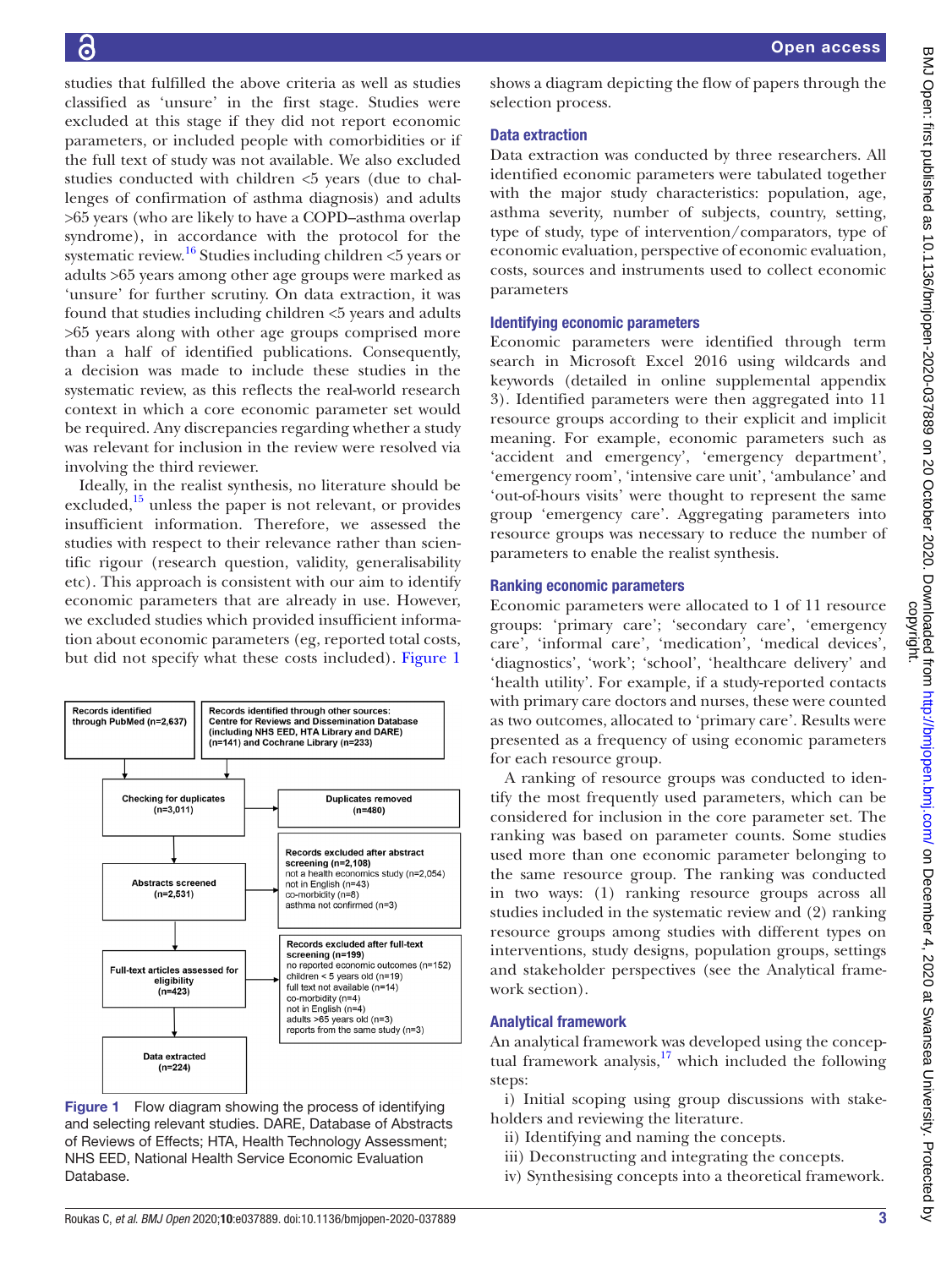studies that fulfilled the above criteria as well as studies classified as 'unsure' in the first stage. Studies were excluded at this stage if they did not report economic parameters, or included people with comorbidities or if the full text of study was not available. We also excluded studies conducted with children <5 years (due to challenges of confirmation of asthma diagnosis) and adults >65 years (who are likely to have a COPD–asthma overlap syndrome), in accordance with the protocol for the systematic review.[16] Studies including children <5 years or adults >65 years among other age groups were marked as 'unsure' for further scrutiny. On data extraction, it was found that studies including children <5 years and adults >65 years along with other age groups comprised more than a half of identified publications. Consequently, a decision was made to include these studies in the systematic review, as this reflects the real-world research context in which a core economic parameter set would be required. Any discrepancies regarding whether a study was relevant for inclusion in the review were resolved via involving the third reviewer.

Ideally, in the realist synthesis, no literature should be excluded,[15] unless the paper is not relevant, or provides insufficient information. Therefore, we assessed the studies with respect to their relevance rather than scientific rigour (research question, validity, generalisability etc). This approach is consistent with our aim to identify economic parameters that are already in use. However, we excluded studies which provided insufficient information about economic parameters (eg, reported total costs, but did not specify what these costs included). Figure 1 shows a diagram depicting the flow of papers through the selection process.

Records identified through PubMed (n=2,637)

Records identified through other sources: Centre for Reviews and Dissemination Database (including NHS EED, HTA Library and DARE) (n=141) and Cochrane Library (n=233)

Checking for duplicates (n=3,011) → Duplicates removed (n=480)

Abstracts screened (n=2,531) → Records excluded after abstract screening (n=2,108): not a health economics study (n=2,054); not in English (n=43); co-morbidity (n=8); asthma not confirmed (n=3)

Full-text articles assessed for eligibility (n=423) → Records excluded after full-text screening (n=199): no reported economic outcomes (n=152); children < 5 years old (n=19); full text not available (n=14); co-morbidity (n=4); not in English (n=4); adults >65 years old (n=3); reports from the same study (n=3)

Data extracted (n=224)

**Figure 1** Flow diagram showing the process of identifying and selecting relevant studies. DARE, Database of Abstracts of Reviews of Effects; HTA, Health Technology Assessment; NHS EED, National Health Service Economic Evaluation Database.

## Data extraction

Data extraction was conducted by three researchers. All identified economic parameters were tabulated together with the major study characteristics: population, age, asthma severity, number of subjects, country, setting, type of study, type of intervention/comparators, type of economic evaluation, perspective of economic evaluation, costs, sources and instruments used to collect economic parameters

## Identifying economic parameters

Economic parameters were identified through term search in Microsoft Excel 2016 using wildcards and keywords (detailed in online supplemental appendix 3). Identified parameters were then aggregated into 11 resource groups according to their explicit and implicit meaning. For example, economic parameters such as 'accident and emergency', 'emergency department', 'emergency room', 'intensive care unit', 'ambulance' and 'out-of-hours visits' were thought to represent the same group 'emergency care'. Aggregating parameters into resource groups was necessary to reduce the number of parameters to enable the realist synthesis.

## Ranking economic parameters

Economic parameters were allocated to 1 of 11 resource groups: 'primary care'; 'secondary care', 'emergency care', 'informal care', 'medication', 'medical devices', 'diagnostics', 'work'; 'school', 'healthcare delivery' and 'health utility'. For example, if a study-reported contacts with primary care doctors and nurses, these were counted as two outcomes, allocated to 'primary care'. Results were presented as a frequency of using economic parameters for each resource group.

A ranking of resource groups was conducted to identify the most frequently used parameters, which can be considered for inclusion in the core parameter set. The ranking was based on parameter counts. Some studies used more than one economic parameter belonging to the same resource group. The ranking was conducted in two ways: (1) ranking resource groups across all studies included in the systematic review and (2) ranking resource groups among studies with different types on interventions, study designs, population groups, settings and stakeholder perspectives (see the Analytical framework section).

## Analytical framework

An analytical framework was developed using the conceptual framework analysis,[17] which included the following steps:

i) Initial scoping using group discussions with stakeholders and reviewing the literature.
ii) Identifying and naming the concepts.
iii) Deconstructing and integrating the concepts.
iv) Synthesising concepts into a theoretical framework.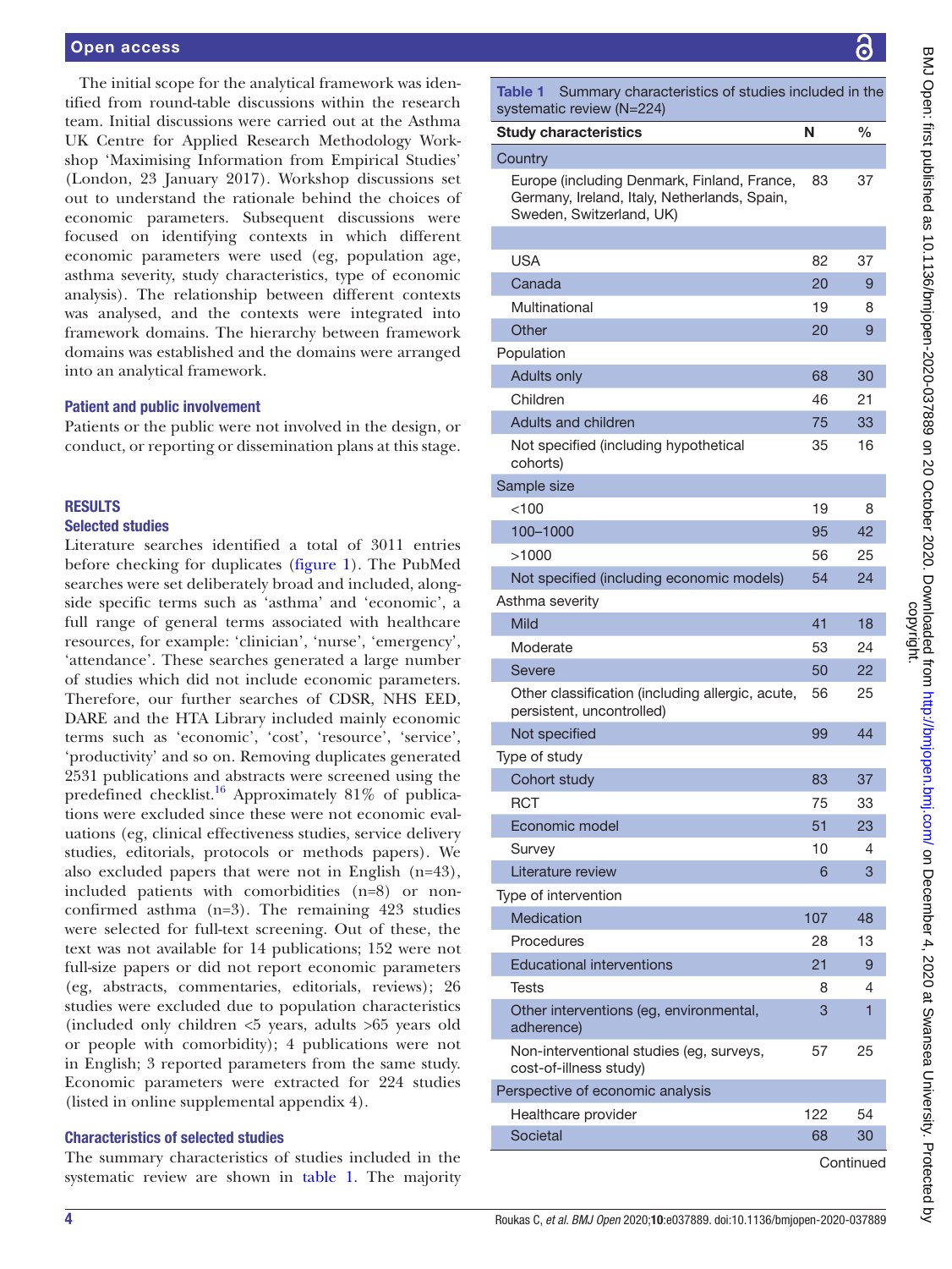The initial scope for the analytical framework was identified from round-table discussions within the research team. Initial discussions were carried out at the Asthma UK Centre for Applied Research Methodology Workshop 'Maximising Information from Empirical Studies' (London, 23 January 2017). Workshop discussions set out to understand the rationale behind the choices of economic parameters. Subsequent discussions were focused on identifying contexts in which different economic parameters were used (eg, population age, asthma severity, study characteristics, type of economic analysis). The relationship between different contexts was analysed, and the contexts were integrated into framework domains. The hierarchy between framework domains was established and the domains were arranged into an analytical framework.

### Patient and public involvement

Patients or the public were not involved in the design, or conduct, or reporting or dissemination plans at this stage.

## RESULTS

### Selected studies

Literature searches identified a total of 3011 entries before checking for duplicates (figure 1). The PubMed searches were set deliberately broad and included, alongside specific terms such as 'asthma' and 'economic', a full range of general terms associated with healthcare resources, for example: 'clinician', 'nurse', 'emergency', 'attendance'. These searches generated a large number of studies which did not include economic parameters. Therefore, our further searches of CDSR, NHS EED, DARE and the HTA Library included mainly economic terms such as 'economic', 'cost', 'resource', 'service', 'productivity' and so on. Removing duplicates generated 2531 publications and abstracts were screened using the predefined checklist.[16] Approximately 81% of publications were excluded since these were not economic evaluations (eg, clinical effectiveness studies, service delivery studies, editorials, protocols or methods papers). We also excluded papers that were not in English (n=43), included patients with comorbidities (n=8) or non-confirmed asthma (n=3). The remaining 423 studies were selected for full-text screening. Out of these, the text was not available for 14 publications; 152 were not full-size papers or did not report economic parameters (eg, abstracts, commentaries, editorials, reviews); 26 studies were excluded due to population characteristics (included only children <5 years, adults >65 years old or people with comorbidity); 4 publications were not in English; 3 reported parameters from the same study. Economic parameters were extracted for 224 studies (listed in online supplemental appendix 4).

### Characteristics of selected studies

The summary characteristics of studies included in the systematic review are shown in table 1. The majority

**Table 1** Summary characteristics of studies included in the systematic review (N=224)

| Study characteristics | N | % |
|---|---|---|
| Country | | |
| Europe (including Denmark, Finland, France, Germany, Ireland, Italy, Netherlands, Spain, Sweden, Switzerland, UK) | 83 | 37 |
| USA | 82 | 37 |
| Canada | 20 | 9 |
| Multinational | 19 | 8 |
| Other | 20 | 9 |
| Population | | |
| Adults only | 68 | 30 |
| Children | 46 | 21 |
| Adults and children | 75 | 33 |
| Not specified (including hypothetical cohorts) | 35 | 16 |
| Sample size | | |
| <100 | 19 | 8 |
| 100–1000 | 95 | 42 |
| >1000 | 56 | 25 |
| Not specified (including economic models) | 54 | 24 |
| Asthma severity | | |
| Mild | 41 | 18 |
| Moderate | 53 | 24 |
| Severe | 50 | 22 |
| Other classification (including allergic, acute, persistent, uncontrolled) | 56 | 25 |
| Not specified | 99 | 44 |
| Type of study | | |
| Cohort study | 83 | 37 |
| RCT | 75 | 33 |
| Economic model | 51 | 23 |
| Survey | 10 | 4 |
| Literature review | 6 | 3 |
| Type of intervention | | |
| Medication | 107 | 48 |
| Procedures | 28 | 13 |
| Educational interventions | 21 | 9 |
| Tests | 8 | 4 |
| Other interventions (eg, environmental, adherence) | 3 | 1 |
| Non-interventional studies (eg, surveys, cost-of-illness study) | 57 | 25 |
| Perspective of economic analysis | | |
| Healthcare provider | 122 | 54 |
| Societal | 68 | 30 |

Continued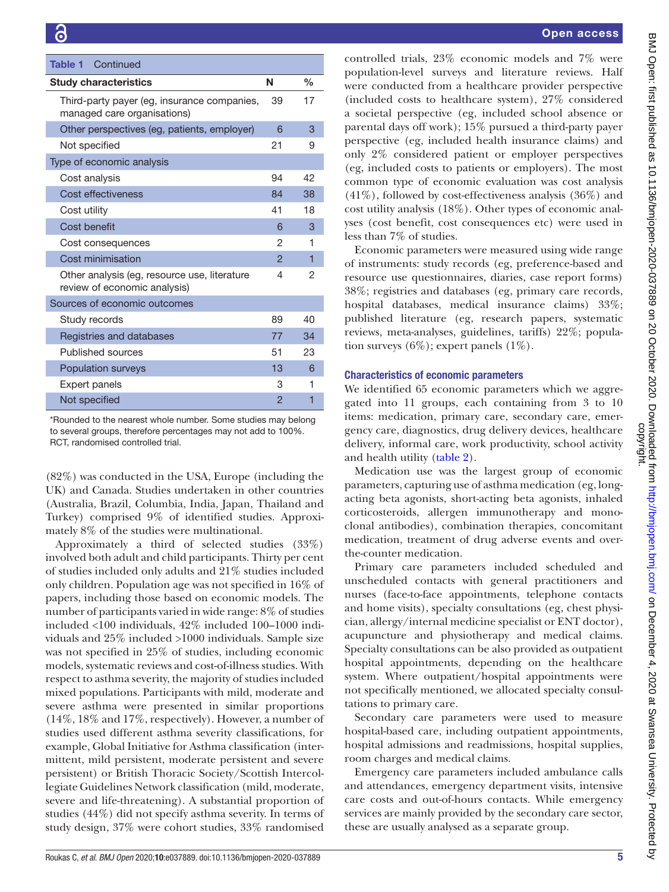| Table 1 Continued | | |
|---|---|---|
| **Study characteristics** | **N** | **%** |
| Third-party payer (eg, insurance companies, managed care organisations) | 39 | 17 |
| Other perspectives (eg, patients, employer) | 6 | 3 |
| Not specified | 21 | 9 |
| Type of economic analysis | | |
| Cost analysis | 94 | 42 |
| Cost effectiveness | 84 | 38 |
| Cost utility | 41 | 18 |
| Cost benefit | 6 | 3 |
| Cost consequences | 2 | 1 |
| Cost minimisation | 2 | 1 |
| Other analysis (eg, resource use, literature review of economic analysis) | 4 | 2 |
| Sources of economic outcomes | | |
| Study records | 89 | 40 |
| Registries and databases | 77 | 34 |
| Published sources | 51 | 23 |
| Population surveys | 13 | 6 |
| Expert panels | 3 | 1 |
| Not specified | 2 | 1 |

*Rounded to the nearest whole number. Some studies may belong to several groups, therefore percentages may not add to 100%.
RCT, randomised controlled trial.

(82%) was conducted in the USA, Europe (including the UK) and Canada. Studies undertaken in other countries (Australia, Brazil, Columbia, India, Japan, Thailand and Turkey) comprised 9% of identified studies. Approximately 8% of the studies were multinational.

Approximately a third of selected studies (33%) involved both adult and child participants. Thirty per cent of studies included only adults and 21% studies included only children. Population age was not specified in 16% of papers, including those based on economic models. The number of participants varied in wide range: 8% of studies included <100 individuals, 42% included 100–1000 individuals and 25% included >1000 individuals. Sample size was not specified in 25% of studies, including economic models, systematic reviews and cost-of-illness studies. With respect to asthma severity, the majority of studies included mixed populations. Participants with mild, moderate and severe asthma were presented in similar proportions (14%, 18% and 17%, respectively). However, a number of studies used different asthma severity classifications, for example, Global Initiative for Asthma classification (intermittent, mild persistent, moderate persistent and severe persistent) or British Thoracic Society/Scottish Intercollegiate Guidelines Network classification (mild, moderate, severe and life-threatening). A substantial proportion of studies (44%) did not specify asthma severity. In terms of study design, 37% were cohort studies, 33% randomised controlled trials, 23% economic models and 7% were population-level surveys and literature reviews. Half were conducted from a healthcare provider perspective (included costs to healthcare system), 27% considered a societal perspective (eg, included school absence or parental days off work); 15% pursued a third-party payer perspective (eg, included health insurance claims) and only 2% considered patient or employer perspectives (eg, included costs to patients or employers). The most common type of economic evaluation was cost analysis (41%), followed by cost-effectiveness analysis (36%) and cost utility analysis (18%). Other types of economic analyses (cost benefit, cost consequences etc) were used in less than 7% of studies.

Economic parameters were measured using wide range of instruments: study records (eg, preference-based and resource use questionnaires, diaries, case report forms) 38%; registries and databases (eg, primary care records, hospital databases, medical insurance claims) 33%; published literature (eg, research papers, systematic reviews, meta-analyses, guidelines, tariffs) 22%; population surveys (6%); expert panels (1%).

### Characteristics of economic parameters

We identified 65 economic parameters which we aggregated into 11 groups, each containing from 3 to 10 items: medication, primary care, secondary care, emergency care, diagnostics, drug delivery devices, healthcare delivery, informal care, work productivity, school activity and health utility (table 2).

Medication use was the largest group of economic parameters, capturing use of asthma medication (eg, long-acting beta agonists, short-acting beta agonists, inhaled corticosteroids, allergen immunotherapy and monoclonal antibodies), combination therapies, concomitant medication, treatment of drug adverse events and over-the-counter medication.

Primary care parameters included scheduled and unscheduled contacts with general practitioners and nurses (face-to-face appointments, telephone contacts and home visits), specialty consultations (eg, chest physician, allergy/internal medicine specialist or ENT doctor), acupuncture and physiotherapy and medical claims. Specialty consultations can be also provided as outpatient hospital appointments, depending on the healthcare system. Where outpatient/hospital appointments were not specifically mentioned, we allocated specialty consultations to primary care.

Secondary care parameters were used to measure hospital-based care, including outpatient appointments, hospital admissions and readmissions, hospital supplies, room charges and medical claims.

Emergency care parameters included ambulance calls and attendances, emergency department visits, intensive care costs and out-of-hours contacts. While emergency services are mainly provided by the secondary care sector, these are usually analysed as a separate group.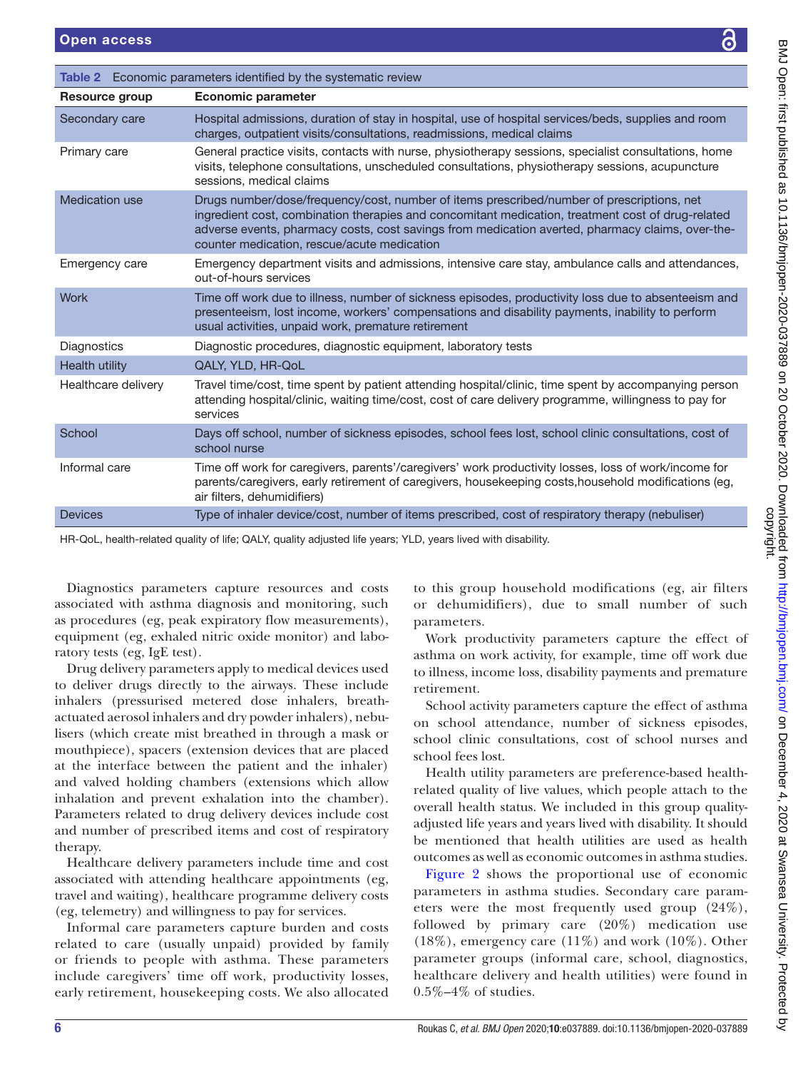**Table 2** Economic parameters identified by the systematic review

| Resource group | Economic parameter |
|---|---|
| Secondary care | Hospital admissions, duration of stay in hospital, use of hospital services/beds, supplies and room charges, outpatient visits/consultations, readmissions, medical claims |
| Primary care | General practice visits, contacts with nurse, physiotherapy sessions, specialist consultations, home visits, telephone consultations, unscheduled consultations, physiotherapy sessions, acupuncture sessions, medical claims |
| Medication use | Drugs number/dose/frequency/cost, number of items prescribed/number of prescriptions, net ingredient cost, combination therapies and concomitant medication, treatment cost of drug-related adverse events, pharmacy costs, cost savings from medication averted, pharmacy claims, over-the-counter medication, rescue/acute medication |
| Emergency care | Emergency department visits and admissions, intensive care stay, ambulance calls and attendances, out-of-hours services |
| Work | Time off work due to illness, number of sickness episodes, productivity loss due to absenteeism and presenteeism, lost income, workers' compensations and disability payments, inability to perform usual activities, unpaid work, premature retirement |
| Diagnostics | Diagnostic procedures, diagnostic equipment, laboratory tests |
| Health utility | QALY, YLD, HR-QoL |
| Healthcare delivery | Travel time/cost, time spent by patient attending hospital/clinic, time spent by accompanying person attending hospital/clinic, waiting time/cost, cost of care delivery programme, willingness to pay for services |
| School | Days off school, number of sickness episodes, school fees lost, school clinic consultations, cost of school nurse |
| Informal care | Time off work for caregivers, parents'/caregivers' work productivity losses, loss of work/income for parents/caregivers, early retirement of caregivers, housekeeping costs,household modifications (eg, air filters, dehumidifiers) |
| Devices | Type of inhaler device/cost, number of items prescribed, cost of respiratory therapy (nebuliser) |

HR-QoL, health-related quality of life; QALY, quality adjusted life years; YLD, years lived with disability.

Diagnostics parameters capture resources and costs associated with asthma diagnosis and monitoring, such as procedures (eg, peak expiratory flow measurements), equipment (eg, exhaled nitric oxide monitor) and laboratory tests (eg, IgE test).

Drug delivery parameters apply to medical devices used to deliver drugs directly to the airways. These include inhalers (pressurised metered dose inhalers, breath-actuated aerosol inhalers and dry powder inhalers), nebulisers (which create mist breathed in through a mask or mouthpiece), spacers (extension devices that are placed at the interface between the patient and the inhaler) and valved holding chambers (extensions which allow inhalation and prevent exhalation into the chamber). Parameters related to drug delivery devices include cost and number of prescribed items and cost of respiratory therapy.

Healthcare delivery parameters include time and cost associated with attending healthcare appointments (eg, travel and waiting), healthcare programme delivery costs (eg, telemetry) and willingness to pay for services.

Informal care parameters capture burden and costs related to care (usually unpaid) provided by family or friends to people with asthma. These parameters include caregivers' time off work, productivity losses, early retirement, housekeeping costs. We also allocated to this group household modifications (eg, air filters or dehumidifiers), due to small number of such parameters.

Work productivity parameters capture the effect of asthma on work activity, for example, time off work due to illness, income loss, disability payments and premature retirement.

School activity parameters capture the effect of asthma on school attendance, number of sickness episodes, school clinic consultations, cost of school nurses and school fees lost.

Health utility parameters are preference-based health-related quality of live values, which people attach to the overall health status. We included in this group quality-adjusted life years and years lived with disability. It should be mentioned that health utilities are used as health outcomes as well as economic outcomes in asthma studies.

Figure 2 shows the proportional use of economic parameters in asthma studies. Secondary care parameters were the most frequently used group (24%), followed by primary care (20%) medication use (18%), emergency care (11%) and work (10%). Other parameter groups (informal care, school, diagnostics, healthcare delivery and health utilities) were found in 0.5%–4% of studies.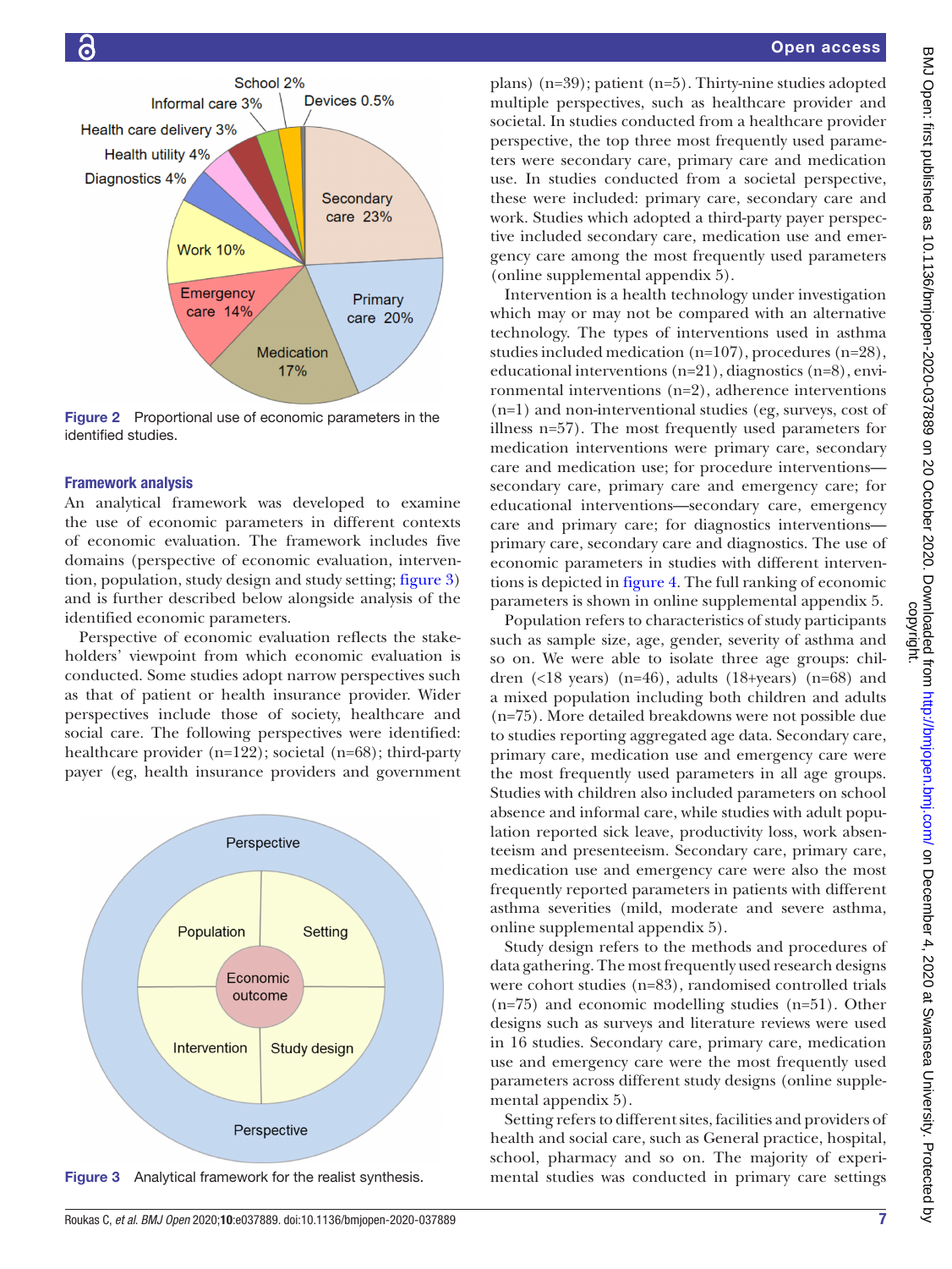Figure 2 Proportional use of economic parameters in the identified studies.

### Framework analysis

An analytical framework was developed to examine the use of economic parameters in different contexts of economic evaluation. The framework includes five domains (perspective of economic evaluation, intervention, population, study design and study setting; figure 3) and is further described below alongside analysis of the identified economic parameters.

Perspective of economic evaluation reflects the stakeholders' viewpoint from which economic evaluation is conducted. Some studies adopt narrow perspectives such as that of patient or health insurance provider. Wider perspectives include those of society, healthcare and social care. The following perspectives were identified: healthcare provider (n=122); societal (n=68); third-party payer (eg, health insurance providers and government plans) (n=39); patient (n=5). Thirty-nine studies adopted multiple perspectives, such as healthcare provider and societal. In studies conducted from a healthcare provider perspective, the top three most frequently used parameters were secondary care, primary care and medication use. In studies conducted from a societal perspective, these were included: primary care, secondary care and work. Studies which adopted a third-party payer perspective included secondary care, medication use and emergency care among the most frequently used parameters (online supplemental appendix 5).

Figure 3 Analytical framework for the realist synthesis.

Intervention is a health technology under investigation which may or may not be compared with an alternative technology. The types of interventions used in asthma studies included medication (n=107), procedures (n=28), educational interventions (n=21), diagnostics (n=8), environmental interventions (n=2), adherence interventions (n=1) and non-interventional studies (eg, surveys, cost of illness n=57). The most frequently used parameters for medication interventions were primary care, secondary care and medication use; for procedure interventions—secondary care, primary care and emergency care; for educational interventions—secondary care, emergency care and primary care; for diagnostics interventions—primary care, secondary care and diagnostics. The use of economic parameters in studies with different interventions is depicted in figure 4. The full ranking of economic parameters is shown in online supplemental appendix 5.

Population refers to characteristics of study participants such as sample size, age, gender, severity of asthma and so on. We were able to isolate three age groups: children (<18 years) (n=46), adults (18+years) (n=68) and a mixed population including both children and adults (n=75). More detailed breakdowns were not possible due to studies reporting aggregated age data. Secondary care, primary care, medication use and emergency care were the most frequently used parameters in all age groups. Studies with children also included parameters on school absence and informal care, while studies with adult population reported sick leave, productivity loss, work absenteeism and presenteeism. Secondary care, primary care, medication use and emergency care were also the most frequently reported parameters in patients with different asthma severities (mild, moderate and severe asthma, online supplemental appendix 5).

Study design refers to the methods and procedures of data gathering. The most frequently used research designs were cohort studies (n=83), randomised controlled trials (n=75) and economic modelling studies (n=51). Other designs such as surveys and literature reviews were used in 16 studies. Secondary care, primary care, medication use and emergency care were the most frequently used parameters across different study designs (online supplemental appendix 5).

Setting refers to different sites, facilities and providers of health and social care, such as General practice, hospital, school, pharmacy and so on. The majority of experimental studies was conducted in primary care settings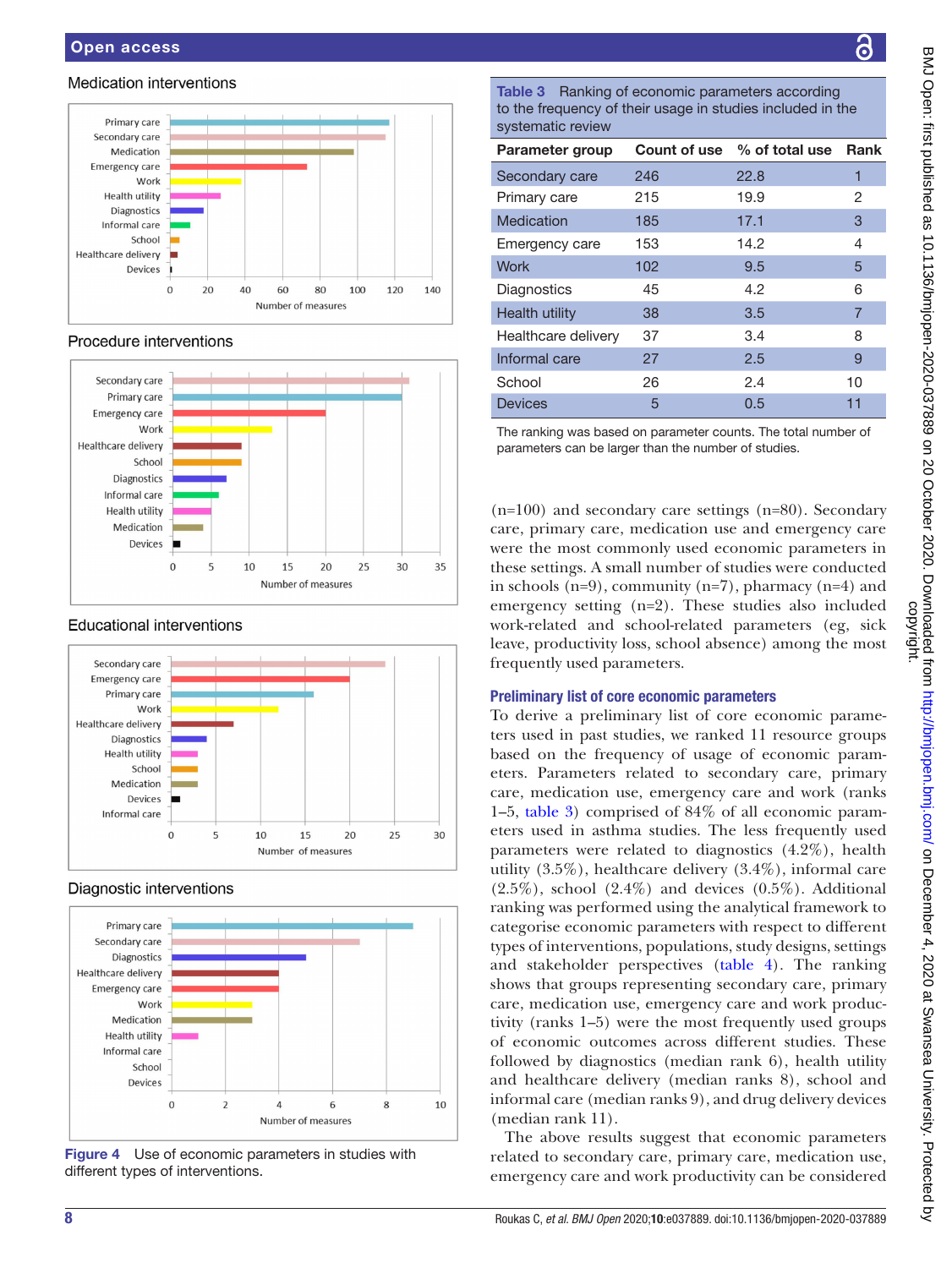Medication interventions

Procedure interventions

Educational interventions

Diagnostic interventions

**Figure 4** Use of economic parameters in studies with different types of interventions.

**Table 3** Ranking of economic parameters according to the frequency of their usage in studies included in the systematic review

| Parameter group | Count of use | % of total use | Rank |
|---|---|---|---|
| Secondary care | 246 | 22.8 | 1 |
| Primary care | 215 | 19.9 | 2 |
| Medication | 185 | 17.1 | 3 |
| Emergency care | 153 | 14.2 | 4 |
| Work | 102 | 9.5 | 5 |
| Diagnostics | 45 | 4.2 | 6 |
| Health utility | 38 | 3.5 | 7 |
| Healthcare delivery | 37 | 3.4 | 8 |
| Informal care | 27 | 2.5 | 9 |
| School | 26 | 2.4 | 10 |
| Devices | 5 | 0.5 | 11 |

The ranking was based on parameter counts. The total number of parameters can be larger than the number of studies.

(n=100) and secondary care settings (n=80). Secondary care, primary care, medication use and emergency care were the most commonly used economic parameters in these settings. A small number of studies were conducted in schools (n=9), community (n=7), pharmacy (n=4) and emergency setting (n=2). These studies also included work-related and school-related parameters (eg, sick leave, productivity loss, school absence) among the most frequently used parameters.

## Preliminary list of core economic parameters

To derive a preliminary list of core economic parameters used in past studies, we ranked 11 resource groups based on the frequency of usage of economic parameters. Parameters related to secondary care, primary care, medication use, emergency care and work (ranks 1–5, table 3) comprised of 84% of all economic parameters used in asthma studies. The less frequently used parameters were related to diagnostics (4.2%), health utility (3.5%), healthcare delivery (3.4%), informal care (2.5%), school (2.4%) and devices (0.5%). Additional ranking was performed using the analytical framework to categorise economic parameters with respect to different types of interventions, populations, study designs, settings and stakeholder perspectives (table 4). The ranking shows that groups representing secondary care, primary care, medication use, emergency care and work productivity (ranks 1–5) were the most frequently used groups of economic outcomes across different studies. These followed by diagnostics (median rank 6), health utility and healthcare delivery (median ranks 8), school and informal care (median ranks 9), and drug delivery devices (median rank 11).

The above results suggest that economic parameters related to secondary care, primary care, medication use, emergency care and work productivity can be considered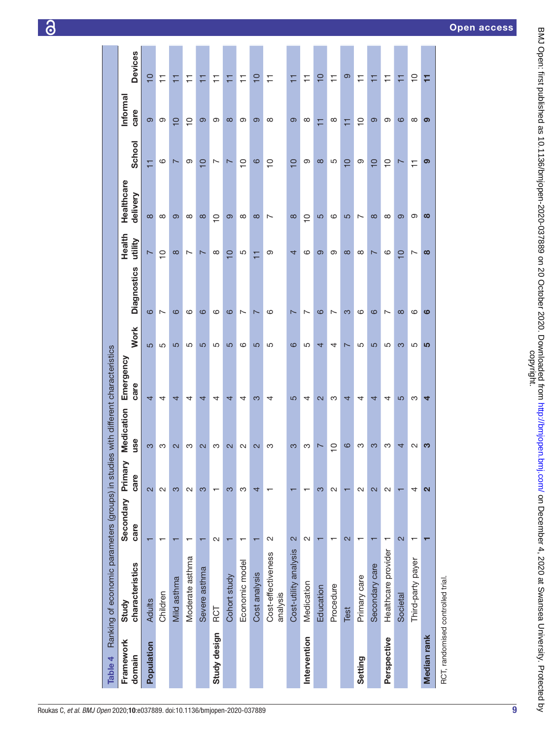**Table 4** Ranking of economic parameters (groups) in studies with different characteristics

| Framework domain | Study characteristics | Secondary care | Primary care | Medication use | Emergency care | Work | Diagnostics | Health utility | Healthcare delivery | School | Informal care | Devices |
|---|---|---|---|---|---|---|---|---|---|---|---|---|
| **Population** | Adults | 1 | 2 | 3 | 4 | 5 | 6 | 7 | 8 | 11 | 9 | 10 |
| | Children | 1 | 2 | 3 | 4 | 5 | 7 | 10 | 8 | 6 | 9 | 11 |
| | Mild asthma | 1 | 3 | 2 | 4 | 5 | 6 | 8 | 9 | 7 | 10 | 11 |
| | Moderate asthma | 1 | 2 | 3 | 4 | 5 | 6 | 7 | 8 | 9 | 10 | 11 |
| | Severe asthma | 1 | 3 | 2 | 4 | 5 | 6 | 7 | 8 | 10 | 9 | 11 |
| **Study design** | RCT | 2 | 1 | 3 | 4 | 5 | 6 | 8 | 10 | 7 | 9 | 11 |
| | Cohort study | 1 | 3 | 2 | 4 | 5 | 6 | 10 | 9 | 7 | 8 | 11 |
| | Economic model | 1 | 3 | 2 | 4 | 6 | 7 | 5 | 8 | 10 | 9 | 11 |
| | Cost analysis | 1 | 4 | 2 | 3 | 5 | 7 | 11 | 8 | 6 | 9 | 10 |
| | Cost-effectiveness analysis | 2 | 1 | 3 | 4 | 5 | 6 | 9 | 7 | 10 | 8 | 11 |
| | Cost-utility analysis | 2 | 1 | 3 | 5 | 6 | 7 | 4 | 8 | 10 | 9 | 11 |
| **Intervention** | Medication | 2 | 1 | 3 | 4 | 5 | 7 | 6 | 10 | 9 | 8 | 11 |
| | Education | 1 | 3 | 7 | 2 | 4 | 6 | 9 | 5 | 8 | 11 | 10 |
| | Procedure | 1 | 2 | 10 | 3 | 4 | 7 | 9 | 6 | 5 | 8 | 11 |
| | Test | 2 | 1 | 6 | 4 | 7 | 3 | 8 | 5 | 10 | 11 | 9 |
| **Setting** | Primary care | 1 | 2 | 3 | 4 | 5 | 6 | 8 | 7 | 9 | 10 | 11 |
| | Secondary care | 1 | 2 | 3 | 4 | 5 | 6 | 7 | 8 | 10 | 9 | 11 |
| **Perspective** | Healthcare provider | 1 | 2 | 3 | 4 | 5 | 7 | 6 | 8 | 10 | 9 | 11 |
| | Societal | 2 | 1 | 4 | 5 | 3 | 8 | 10 | 9 | 7 | 6 | 11 |
| | Third-party payer | 1 | 4 | 2 | 3 | 5 | 6 | 7 | 9 | 11 | 8 | 10 |
| **Median rank** | | **1** | **2** | **3** | **4** | **5** | **6** | **8** | **8** | **9** | **9** | **11** |

RCT, randomised controlled trial.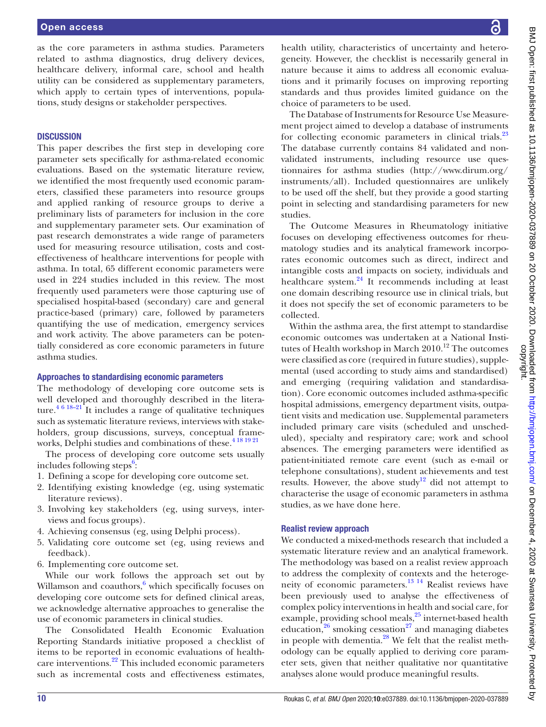as the core parameters in asthma studies. Parameters related to asthma diagnostics, drug delivery devices, healthcare delivery, informal care, school and health utility can be considered as supplementary parameters, which apply to certain types of interventions, populations, study designs or stakeholder perspectives.

## DISCUSSION

This paper describes the first step in developing core parameter sets specifically for asthma-related economic evaluations. Based on the systematic literature review, we identified the most frequently used economic parameters, classified these parameters into resource groups and applied ranking of resource groups to derive a preliminary lists of parameters for inclusion in the core and supplementary parameter sets. Our examination of past research demonstrates a wide range of parameters used for measuring resource utilisation, costs and cost-effectiveness of healthcare interventions for people with asthma. In total, 65 different economic parameters were used in 224 studies included in this review. The most frequently used parameters were those capturing use of specialised hospital-based (secondary) care and general practice-based (primary) care, followed by parameters quantifying the use of medication, emergency services and work activity. The above parameters can be potentially considered as core economic parameters in future asthma studies.

### Approaches to standardising economic parameters

The methodology of developing core outcome sets is well developed and thoroughly described in the literature.[4 6 18–21] It includes a range of qualitative techniques such as systematic literature reviews, interviews with stakeholders, group discussions, surveys, conceptual frameworks, Delphi studies and combinations of these.[4 18 19 21]

The process of developing core outcome sets usually includes following steps[6]:

1. Defining a scope for developing core outcome set.
2. Identifying existing knowledge (eg, using systematic literature reviews).
3. Involving key stakeholders (eg, using surveys, interviews and focus groups).
4. Achieving consensus (eg, using Delphi process).
5. Validating core outcome set (eg, using reviews and feedback).
6. Implementing core outcome set.

While our work follows the approach set out by Willamson and coauthors,[6] which specifically focuses on developing core outcome sets for defined clinical areas, we acknowledge alternative approaches to generalise the use of economic parameters in clinical studies.

The Consolidated Health Economic Evaluation Reporting Standards initiative proposed a checklist of items to be reported in economic evaluations of healthcare interventions.[22] This included economic parameters such as incremental costs and effectiveness estimates, health utility, characteristics of uncertainty and heterogeneity. However, the checklist is necessarily general in nature because it aims to address all economic evaluations and it primarily focuses on improving reporting standards and thus provides limited guidance on the choice of parameters to be used.

The Database of Instruments for Resource Use Measurement project aimed to develop a database of instruments for collecting economic parameters in clinical trials.[23] The database currently contains 84 validated and non-validated instruments, including resource use questionnaires for asthma studies (http://www.dirum.org/instruments/all). Included questionnaires are unlikely to be used off the shelf, but they provide a good starting point in selecting and standardising parameters for new studies.

The Outcome Measures in Rheumatology initiative focuses on developing effectiveness outcomes for rheumatology studies and its analytical framework incorporates economic outcomes such as direct, indirect and intangible costs and impacts on society, individuals and healthcare system.[24] It recommends including at least one domain describing resource use in clinical trials, but it does not specify the set of economic parameters to be collected.

Within the asthma area, the first attempt to standardise economic outcomes was undertaken at a National Institutes of Health workshop in March 2010.[12] The outcomes were classified as core (required in future studies), supplemental (used according to study aims and standardised) and emerging (requiring validation and standardisation). Core economic outcomes included asthma-specific hospital admissions, emergency department visits, outpatient visits and medication use. Supplemental parameters included primary care visits (scheduled and unscheduled), specialty and respiratory care; work and school absences. The emerging parameters were identified as patient-initiated remote care event (such as e-mail or telephone consultations), student achievements and test results. However, the above study[12] did not attempt to characterise the usage of economic parameters in asthma studies, as we have done here.

### Realist review approach

We conducted a mixed-methods research that included a systematic literature review and an analytical framework. The methodology was based on a realist review approach to address the complexity of contexts and the heterogeneity of economic parameters.[13 14] Realist reviews have been previously used to analyse the effectiveness of complex policy interventions in health and social care, for example, providing school meals,[25] internet-based health education,[26] smoking cessation[27] and managing diabetes in people with dementia.[28] We felt that the realist methodology can be equally applied to deriving core parameter sets, given that neither qualitative nor quantitative analyses alone would produce meaningful results.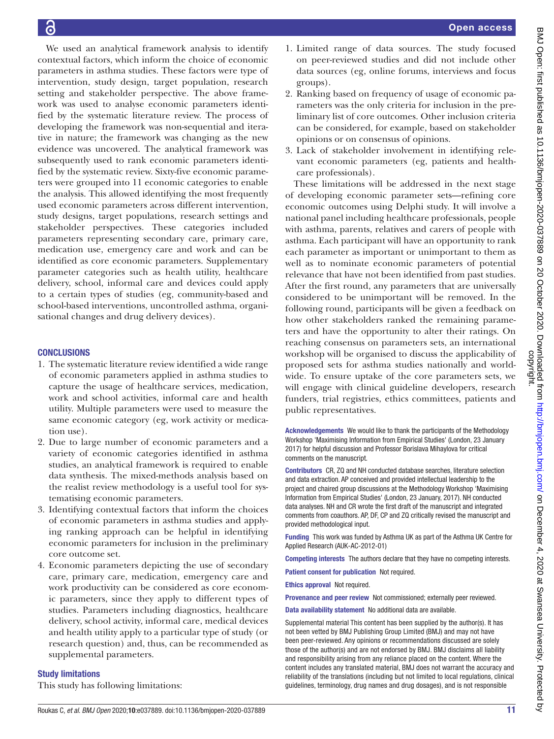We used an analytical framework analysis to identify contextual factors, which inform the choice of economic parameters in asthma studies. These factors were type of intervention, study design, target population, research setting and stakeholder perspective. The above framework was used to analyse economic parameters identified by the systematic literature review. The process of developing the framework was non-sequential and iterative in nature; the framework was changing as the new evidence was uncovered. The analytical framework was subsequently used to rank economic parameters identified by the systematic review. Sixty-five economic parameters were grouped into 11 economic categories to enable the analysis. This allowed identifying the most frequently used economic parameters across different intervention, study designs, target populations, research settings and stakeholder perspectives. These categories included parameters representing secondary care, primary care, medication use, emergency care and work and can be identified as core economic parameters. Supplementary parameter categories such as health utility, healthcare delivery, school, informal care and devices could apply to a certain types of studies (eg, community-based and school-based interventions, uncontrolled asthma, organisational changes and drug delivery devices).

## CONCLUSIONS

1. The systematic literature review identified a wide range of economic parameters applied in asthma studies to capture the usage of healthcare services, medication, work and school activities, informal care and health utility. Multiple parameters were used to measure the same economic category (eg, work activity or medication use).
2. Due to large number of economic parameters and a variety of economic categories identified in asthma studies, an analytical framework is required to enable data synthesis. The mixed-methods analysis based on the realist review methodology is a useful tool for systematising economic parameters.
3. Identifying contextual factors that inform the choices of economic parameters in asthma studies and applying ranking approach can be helpful in identifying economic parameters for inclusion in the preliminary core outcome set.
4. Economic parameters depicting the use of secondary care, primary care, medication, emergency care and work productivity can be considered as core economic parameters, since they apply to different types of studies. Parameters including diagnostics, healthcare delivery, school activity, informal care, medical devices and health utility apply to a particular type of study (or research question) and, thus, can be recommended as supplemental parameters.

### Study limitations

This study has following limitations:

1. Limited range of data sources. The study focused on peer-reviewed studies and did not include other data sources (eg, online forums, interviews and focus groups).
2. Ranking based on frequency of usage of economic parameters was the only criteria for inclusion in the preliminary list of core outcomes. Other inclusion criteria can be considered, for example, based on stakeholder opinions or on consensus of opinions.
3. Lack of stakeholder involvement in identifying relevant economic parameters (eg, patients and healthcare professionals).

These limitations will be addressed in the next stage of developing economic parameter sets—refining core economic outcomes using Delphi study. It will involve a national panel including healthcare professionals, people with asthma, parents, relatives and carers of people with asthma. Each participant will have an opportunity to rank each parameter as important or unimportant to them as well as to nominate economic parameters of potential relevance that have not been identified from past studies. After the first round, any parameters that are universally considered to be unimportant will be removed. In the following round, participants will be given a feedback on how other stakeholders ranked the remaining parameters and have the opportunity to alter their ratings. On reaching consensus on parameters sets, an international workshop will be organised to discuss the applicability of proposed sets for asthma studies nationally and worldwide. To ensure uptake of the core parameters sets, we will engage with clinical guideline developers, research funders, trial registries, ethics committees, patients and public representatives.

**Acknowledgements** We would like to thank the participants of the Methodology Workshop 'Maximising Information from Empirical Studies' (London, 23 January 2017) for helpful discussion and Professor Borislava Mihaylova for critical comments on the manuscript.

**Contributors** CR, ZQ and NH conducted database searches, literature selection and data extraction. AP conceived and provided intellectual leadership to the project and chaired group discussions at the Methodology Workshop 'Maximising Information from Empirical Studies' (London, 23 January, 2017). NH conducted data analyses. NH and CR wrote the first draft of the manuscript and integrated comments from coauthors. AP, DF, CP and ZQ critically revised the manuscript and provided methodological input.

**Funding** This work was funded by Asthma UK as part of the Asthma UK Centre for Applied Research (AUK-AC-2012-01)

**Competing interests** The authors declare that they have no competing interests.

**Patient consent for publication** Not required.

**Ethics approval** Not required.

**Provenance and peer review** Not commissioned; externally peer reviewed.

**Data availability statement** No additional data are available.

Supplemental material This content has been supplied by the author(s). It has not been vetted by BMJ Publishing Group Limited (BMJ) and may not have been peer-reviewed. Any opinions or recommendations discussed are solely those of the author(s) and are not endorsed by BMJ. BMJ disclaims all liability and responsibility arising from any reliance placed on the content. Where the content includes any translated material, BMJ does not warrant the accuracy and reliability of the translations (including but not limited to local regulations, clinical guidelines, terminology, drug names and drug dosages), and is not responsible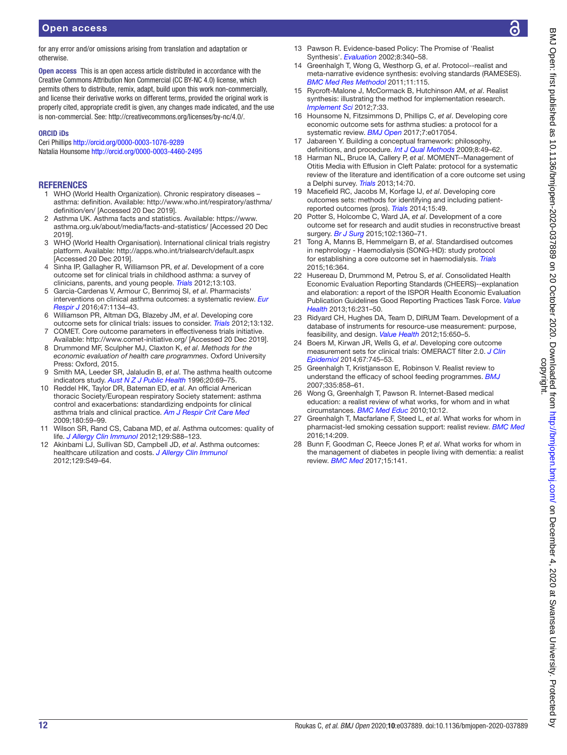for any error and/or omissions arising from translation and adaptation or otherwise.

**Open access** This is an open access article distributed in accordance with the Creative Commons Attribution Non Commercial (CC BY-NC 4.0) license, which permits others to distribute, remix, adapt, build upon this work non-commercially, and license their derivative works on different terms, provided the original work is properly cited, appropriate credit is given, any changes made indicated, and the use is non-commercial. See: http://creativecommons.org/licenses/by-nc/4.0/.

#### ORCID iDs

Ceri Phillips http://orcid.org/0000-0003-1076-9289
Natalia Hounsome http://orcid.org/0000-0003-4460-2495

## REFERENCES

1. WHO (World Health Organization). Chronic respiratory diseases – asthma: definition. Available: http://www.who.int/respiratory/asthma/definition/en/ [Accessed 20 Dec 2019].
2. Asthma UK. Asthma facts and statistics. Available: https://www.asthma.org.uk/about/media/facts-and-statistics/ [Accessed 20 Dec 2019].
3. WHO (World Health Organisation). International clinical trials registry platform. Available: http://apps.who.int/trialsearch/default.aspx [Accessed 20 Dec 2019].
4. Sinha IP, Gallagher R, Williamson PR, *et al*. Development of a core outcome set for clinical trials in childhood asthma: a survey of clinicians, parents, and young people. *Trials* 2012;13:103.
5. Garcia-Cardenas V, Armour C, Benrimoj SI, *et al*. Pharmacists' interventions on clinical asthma outcomes: a systematic review. *Eur Respir J* 2016;47:1134–43.
6. Williamson PR, Altman DG, Blazeby JM, *et al*. Developing core outcome sets for clinical trials: issues to consider. *Trials* 2012;13:132.
7. COMET. Core outcome parameters in effectiveness trials initiative. Available: http://www.comet-initiative.org/ [Accessed 20 Dec 2019].
8. Drummond MF, Sculpher MJ, Claxton K, *et al*. *Methods for the economic evaluation of health care programmes*. Oxford University Press: Oxford, 2015.
9. Smith MA, Leeder SR, Jalaludin B, *et al*. The asthma health outcome indicators study. *Aust N Z J Public Health* 1996;20:69–75.
10. Reddel HK, Taylor DR, Bateman ED, *et al*. An official American thoracic Society/European respiratory Society statement: asthma control and exacerbations: standardizing endpoints for clinical asthma trials and clinical practice. *Am J Respir Crit Care Med* 2009;180:59–99.
11. Wilson SR, Rand CS, Cabana MD, *et al*. Asthma outcomes: quality of life. *J Allergy Clin Immunol* 2012;129:S88–123.
12. Akinbami LJ, Sullivan SD, Campbell JD, *et al*. Asthma outcomes: healthcare utilization and costs. *J Allergy Clin Immunol* 2012;129:S49–64.
13. Pawson R. Evidence-based Policy: The Promise of 'Realist Synthesis'. *Evaluation* 2002;8:340–58.
14. Greenhalgh T, Wong G, Westhorp G, *et al*. Protocol--realist and meta-narrative evidence synthesis: evolving standards (RAMESES). *BMC Med Res Methodol* 2011;11:115.
15. Rycroft-Malone J, McCormack B, Hutchinson AM, *et al*. Realist synthesis: illustrating the method for implementation research. *Implement Sci* 2012;7:33.
16. Hounsome N, Fitzsimmons D, Phillips C, *et al*. Developing core economic outcome sets for asthma studies: a protocol for a systematic review. *BMJ Open* 2017;7:e017054.
17. Jabareen Y. Building a conceptual framework: philosophy, definitions, and procedure. *Int J Qual Methods* 2009;8:49–62.
18. Harman NL, Bruce IA, Callery P, *et al*. MOMENT--Management of Otitis Media with Effusion in Cleft Palate: protocol for a systematic review of the literature and identification of a core outcome set using a Delphi survey. *Trials* 2013;14:70.
19. Macefield RC, Jacobs M, Korfage IJ, *et al*. Developing core outcomes sets: methods for identifying and including patient-reported outcomes (pros). *Trials* 2014;15:49.
20. Potter S, Holcombe C, Ward JA, *et al*. Development of a core outcome set for research and audit studies in reconstructive breast surgery. *Br J Surg* 2015;102:1360–71.
21. Tong A, Manns B, Hemmelgarn B, *et al*. Standardised outcomes in nephrology - Haemodialysis (SONG-HD): study protocol for establishing a core outcome set in haemodialysis. *Trials* 2015;16:364.
22. Husereau D, Drummond M, Petrou S, *et al*. Consolidated Health Economic Evaluation Reporting Standards (CHEERS)--explanation and elaboration: a report of the ISPOR Health Economic Evaluation Publication Guidelines Good Reporting Practices Task Force. *Value Health* 2013;16:231–50.
23. Ridyard CH, Hughes DA, Team D, DIRUM Team. Development of a database of instruments for resource-use measurement: purpose, feasibility, and design. *Value Health* 2012;15:650–5.
24. Boers M, Kirwan JR, Wells G, *et al*. Developing core outcome measurement sets for clinical trials: OMERACT filter 2.0. *J Clin Epidemiol* 2014;67:745–53.
25. Greenhalgh T, Kristjansson E, Robinson V. Realist review to understand the efficacy of school feeding programmes. *BMJ* 2007;335:858–61.
26. Wong G, Greenhalgh T, Pawson R. Internet-Based medical education: a realist review of what works, for whom and in what circumstances. *BMC Med Educ* 2010;10:12.
27. Greenhalgh T, Macfarlane F, Steed L, *et al*. What works for whom in pharmacist-led smoking cessation support: realist review. *BMC Med* 2016;14:209.
28. Bunn F, Goodman C, Reece Jones P, *et al*. What works for whom in the management of diabetes in people living with dementia: a realist review. *BMC Med* 2017;15:141.